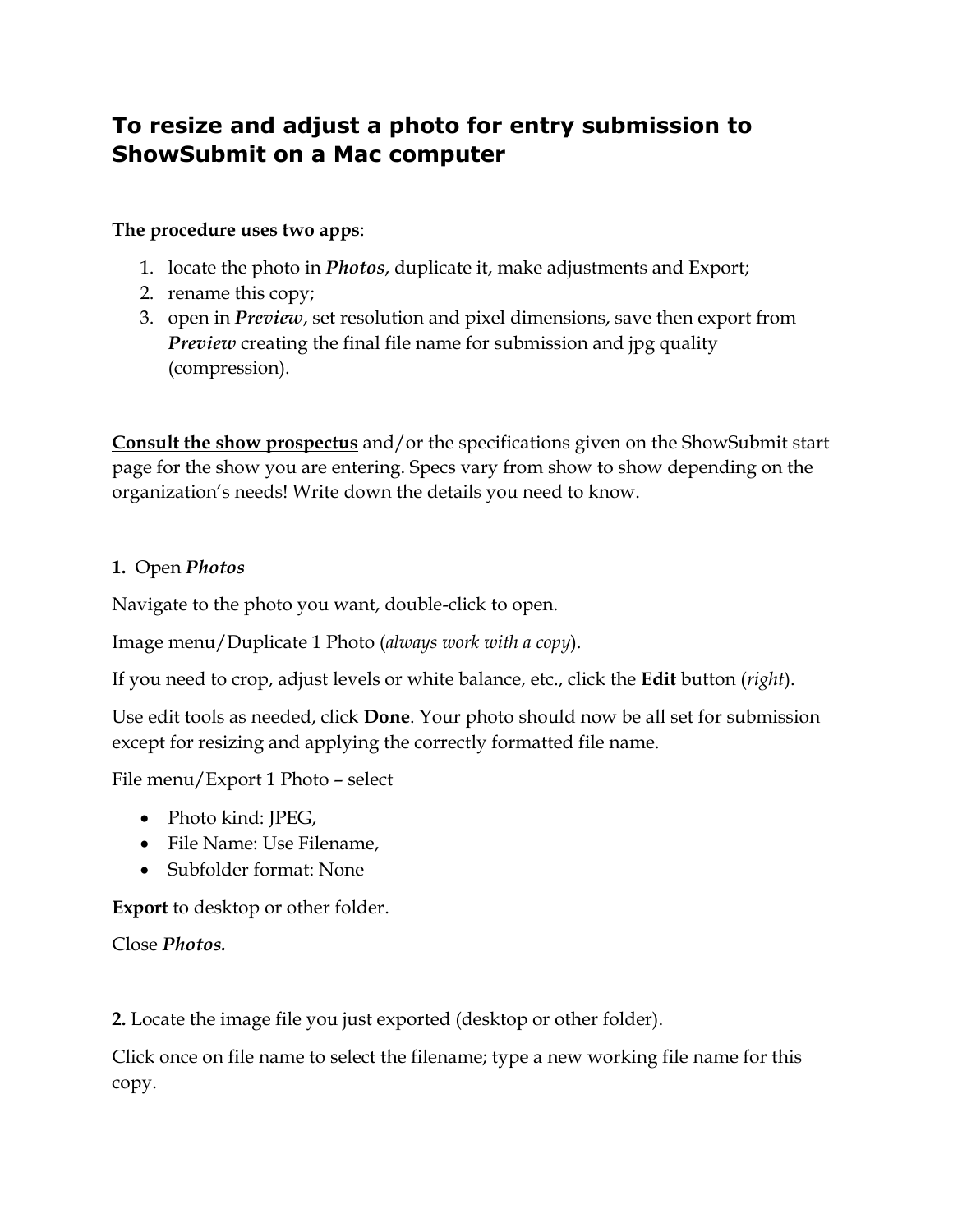# To resize and adjust a photo for entry submission to ShowSubmit on a Mac computer

**The procedure uses two apps**:

1. locate the photo in ***Photos***, duplicate it, make adjustments and Export;
2. rename this copy;
3. open in ***Preview***, set resolution and pixel dimensions, save then export from ***Preview*** creating the final file name for submission and jpg quality (compression).

<u>**Consult the show prospectus**</u> and/or the specifications given on the ShowSubmit start page for the show you are entering. Specs vary from show to show depending on the organization's needs! Write down the details you need to know.

**1.** Open ***Photos***

Navigate to the photo you want, double-click to open.

Image menu/Duplicate 1 Photo (*always work with a copy*).

If you need to crop, adjust levels or white balance, etc., click the **Edit** button (*right*).

Use edit tools as needed, click **Done**. Your photo should now be all set for submission except for resizing and applying the correctly formatted file name.

File menu/Export 1 Photo – select

- Photo kind: JPEG,
- File Name: Use Filename,
- Subfolder format: None

**Export** to desktop or other folder.

Close ***Photos.***

**2.** Locate the image file you just exported (desktop or other folder).

Click once on file name to select the filename; type a new working file name for this copy.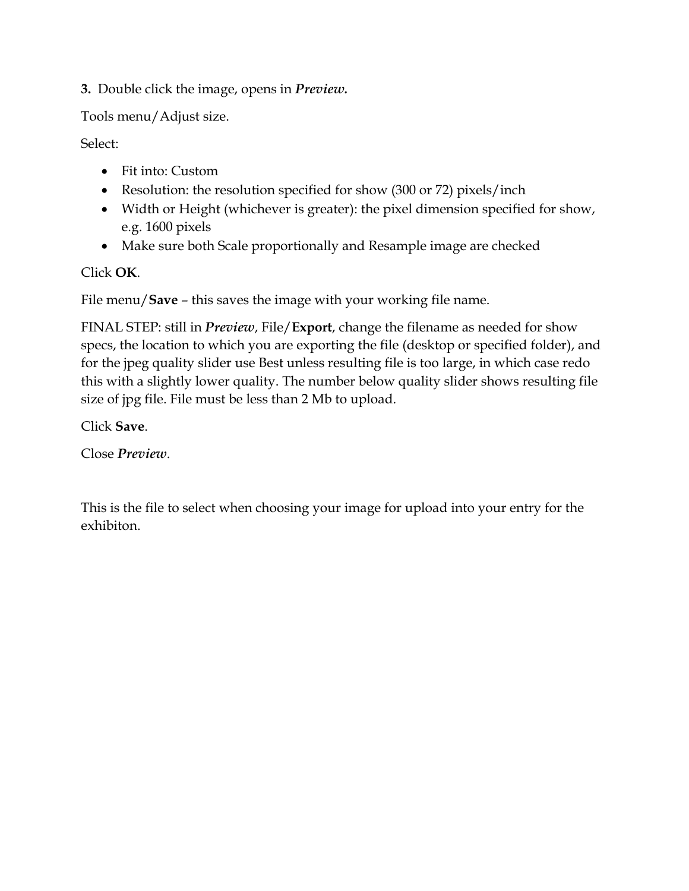**3.** Double click the image, opens in ***Preview.***

Tools menu/Adjust size.

Select:

- Fit into: Custom
- Resolution: the resolution specified for show (300 or 72) pixels/inch
- Width or Height (whichever is greater): the pixel dimension specified for show, e.g. 1600 pixels
- Make sure both Scale proportionally and Resample image are checked

Click **OK**.

File menu/**Save** – this saves the image with your working file name.

FINAL STEP: still in ***Preview***, File/**Export**, change the filename as needed for show specs, the location to which you are exporting the file (desktop or specified folder), and for the jpeg quality slider use Best unless resulting file is too large, in which case redo this with a slightly lower quality. The number below quality slider shows resulting file size of jpg file. File must be less than 2 Mb to upload.

Click **Save**.

Close ***Preview***.

This is the file to select when choosing your image for upload into your entry for the exhibiton.